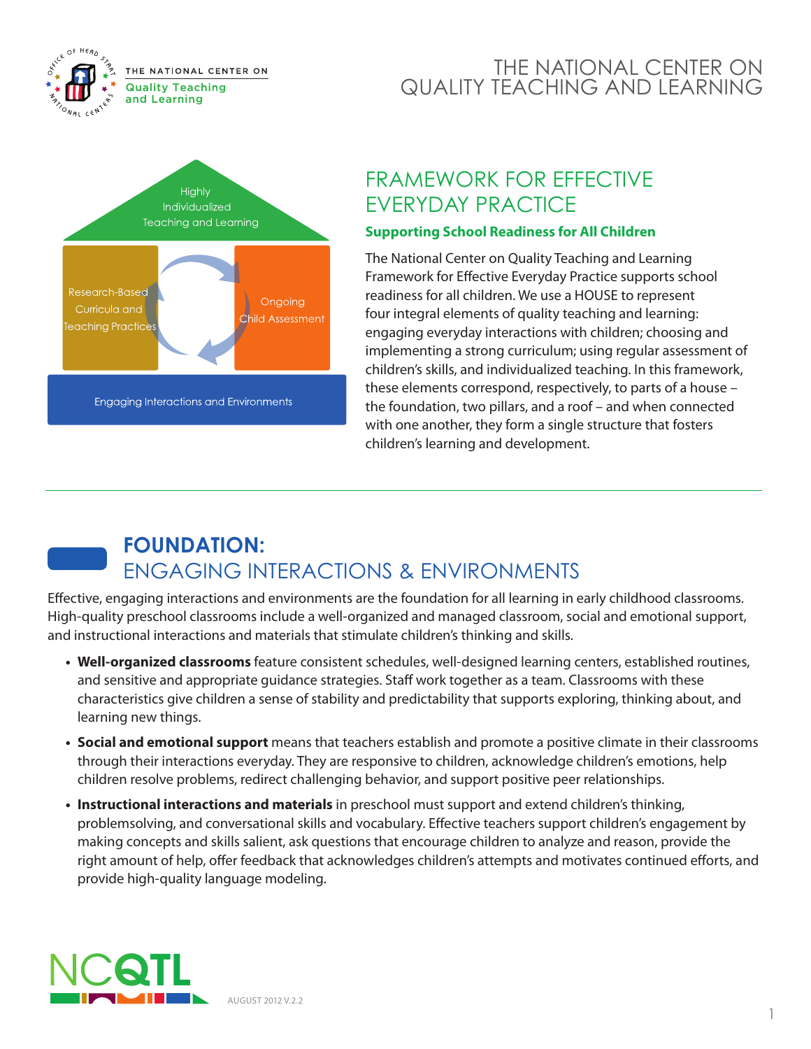# THE NATIONAL CENTER ON QUALITY TEACHING AND LEARNING

Highly Individualized Teaching and Learning

Research-Based Curricula and Teaching Practices

Ongoing Child Assessment

Engaging Interactions and Environments

## FRAMEWORK FOR EFFECTIVE EVERYDAY PRACTICE

### Supporting School Readiness for All Children

The National Center on Quality Teaching and Learning Framework for Effective Everyday Practice supports school readiness for all children. We use a HOUSE to represent four integral elements of quality teaching and learning: engaging everyday interactions with children; choosing and implementing a strong curriculum; using regular assessment of children's skills, and individualized teaching. In this framework, these elements correspond, respectively, to parts of a house – the foundation, two pillars, and a roof – and when connected with one another, they form a single structure that fosters children's learning and development.

## FOUNDATION: ENGAGING INTERACTIONS & ENVIRONMENTS

Effective, engaging interactions and environments are the foundation for all learning in early childhood classrooms. High-quality preschool classrooms include a well-organized and managed classroom, social and emotional support, and instructional interactions and materials that stimulate children's thinking and skills.

- **Well-organized classrooms** feature consistent schedules, well-designed learning centers, established routines, and sensitive and appropriate guidance strategies. Staff work together as a team. Classrooms with these characteristics give children a sense of stability and predictability that supports exploring, thinking about, and learning new things.
- **Social and emotional support** means that teachers establish and promote a positive climate in their classrooms through their interactions everyday. They are responsive to children, acknowledge children's emotions, help children resolve problems, redirect challenging behavior, and support positive peer relationships.
- **Instructional interactions and materials** in preschool must support and extend children's thinking, problemsolving, and conversational skills and vocabulary. Effective teachers support children's engagement by making concepts and skills salient, ask questions that encourage children to analyze and reason, provide the right amount of help, offer feedback that acknowledges children's attempts and motivates continued efforts, and provide high-quality language modeling.

AUGUST 2012 V.2.2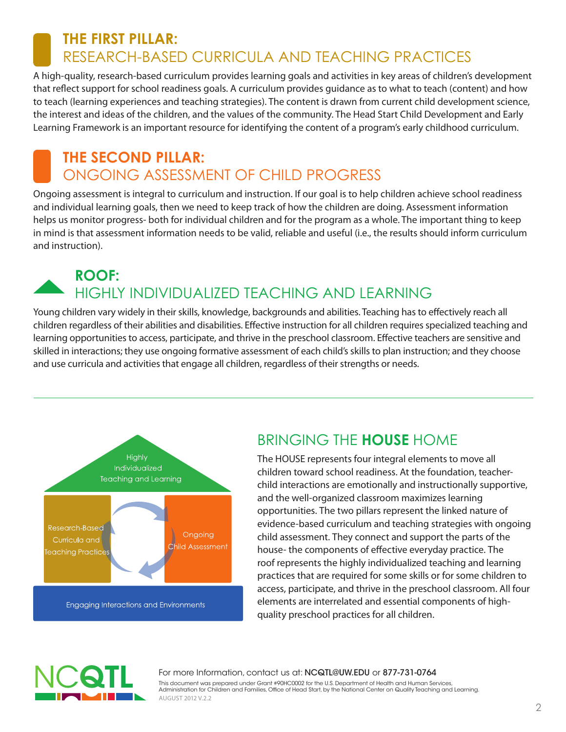## THE FIRST PILLAR:
## RESEARCH-BASED CURRICULA AND TEACHING PRACTICES

A high-quality, research-based curriculum provides learning goals and activities in key areas of children's development that reflect support for school readiness goals. A curriculum provides guidance as to what to teach (content) and how to teach (learning experiences and teaching strategies). The content is drawn from current child development science, the interest and ideas of the children, and the values of the community. The Head Start Child Development and Early Learning Framework is an important resource for identifying the content of a program's early childhood curriculum.

## THE SECOND PILLAR:
## ONGOING ASSESSMENT OF CHILD PROGRESS

Ongoing assessment is integral to curriculum and instruction. If our goal is to help children achieve school readiness and individual learning goals, then we need to keep track of how the children are doing. Assessment information helps us monitor progress- both for individual children and for the program as a whole. The important thing to keep in mind is that assessment information needs to be valid, reliable and useful (i.e., the results should inform curriculum and instruction).

## ROOF:
## HIGHLY INDIVIDUALIZED TEACHING AND LEARNING

Young children vary widely in their skills, knowledge, backgrounds and abilities. Teaching has to effectively reach all children regardless of their abilities and disabilities. Effective instruction for all children requires specialized teaching and learning opportunities to access, participate, and thrive in the preschool classroom. Effective teachers are sensitive and skilled in interactions; they use ongoing formative assessment of each child's skills to plan instruction; and they choose and use curricula and activities that engage all children, regardless of their strengths or needs.

---

Highly Individualized Teaching and Learning

Research-Based Curricula and Teaching Practices

Ongoing Child Assessment

Engaging Interactions and Environments

## BRINGING THE **HOUSE** HOME

The HOUSE represents four integral elements to move all children toward school readiness. At the foundation, teacher-child interactions are emotionally and instructionally supportive, and the well-organized classroom maximizes learning opportunities. The two pillars represent the linked nature of evidence-based curriculum and teaching strategies with ongoing child assessment. They connect and support the parts of the house- the components of effective everyday practice. The roof represents the highly individualized teaching and learning practices that are required for some skills or for some children to access, participate, and thrive in the preschool classroom. All four elements are interrelated and essential components of high-quality preschool practices for all children.

NCQTL

For more Information, contact us at: NCQTL@UW.EDU or 877-731-0764

This document was prepared under Grant #90HC0002 for the U.S. Department of Health and Human Services, Administration for Children and Families, Office of Head Start, by the National Center on Quality Teaching and Learning.

AUGUST 2012 V.2.2